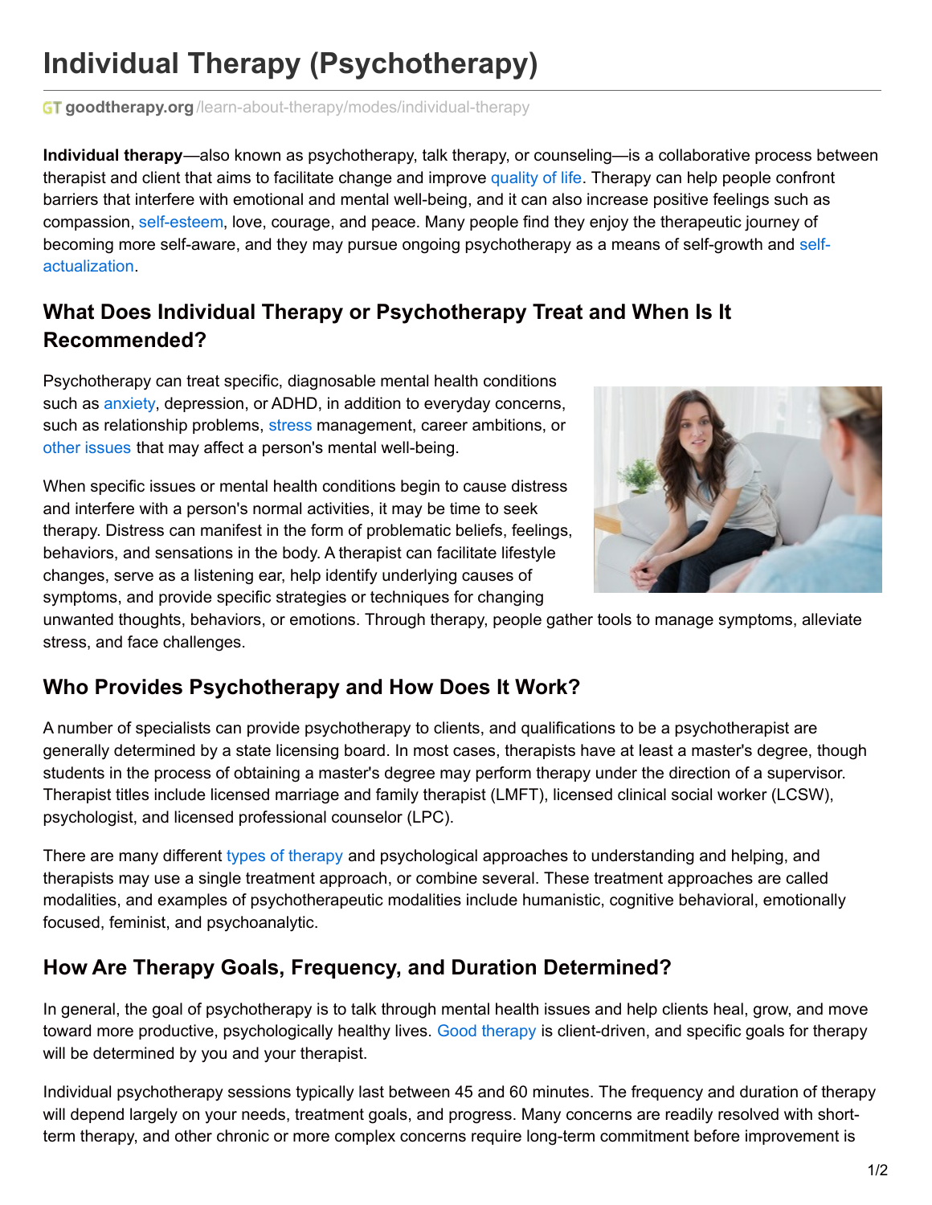# Individual Therapy (Psychotherapy)

goodtherapy.org/learn-about-therapy/modes/individual-therapy

**Individual therapy**—also known as psychotherapy, talk therapy, or counseling—is a collaborative process between therapist and client that aims to facilitate change and improve quality of life. Therapy can help people confront barriers that interfere with emotional and mental well-being, and it can also increase positive feelings such as compassion, self-esteem, love, courage, and peace. Many people find they enjoy the therapeutic journey of becoming more self-aware, and they may pursue ongoing psychotherapy as a means of self-growth and self-actualization.

## What Does Individual Therapy or Psychotherapy Treat and When Is It Recommended?

Psychotherapy can treat specific, diagnosable mental health conditions such as anxiety, depression, or ADHD, in addition to everyday concerns, such as relationship problems, stress management, career ambitions, or other issues that may affect a person's mental well-being.

When specific issues or mental health conditions begin to cause distress and interfere with a person's normal activities, it may be time to seek therapy. Distress can manifest in the form of problematic beliefs, feelings, behaviors, and sensations in the body. A therapist can facilitate lifestyle changes, serve as a listening ear, help identify underlying causes of symptoms, and provide specific strategies or techniques for changing unwanted thoughts, behaviors, or emotions. Through therapy, people gather tools to manage symptoms, alleviate stress, and face challenges.

## Who Provides Psychotherapy and How Does It Work?

A number of specialists can provide psychotherapy to clients, and qualifications to be a psychotherapist are generally determined by a state licensing board. In most cases, therapists have at least a master's degree, though students in the process of obtaining a master's degree may perform therapy under the direction of a supervisor. Therapist titles include licensed marriage and family therapist (LMFT), licensed clinical social worker (LCSW), psychologist, and licensed professional counselor (LPC).

There are many different types of therapy and psychological approaches to understanding and helping, and therapists may use a single treatment approach, or combine several. These treatment approaches are called modalities, and examples of psychotherapeutic modalities include humanistic, cognitive behavioral, emotionally focused, feminist, and psychoanalytic.

## How Are Therapy Goals, Frequency, and Duration Determined?

In general, the goal of psychotherapy is to talk through mental health issues and help clients heal, grow, and move toward more productive, psychologically healthy lives. Good therapy is client-driven, and specific goals for therapy will be determined by you and your therapist.

Individual psychotherapy sessions typically last between 45 and 60 minutes. The frequency and duration of therapy will depend largely on your needs, treatment goals, and progress. Many concerns are readily resolved with short-term therapy, and other chronic or more complex concerns require long-term commitment before improvement is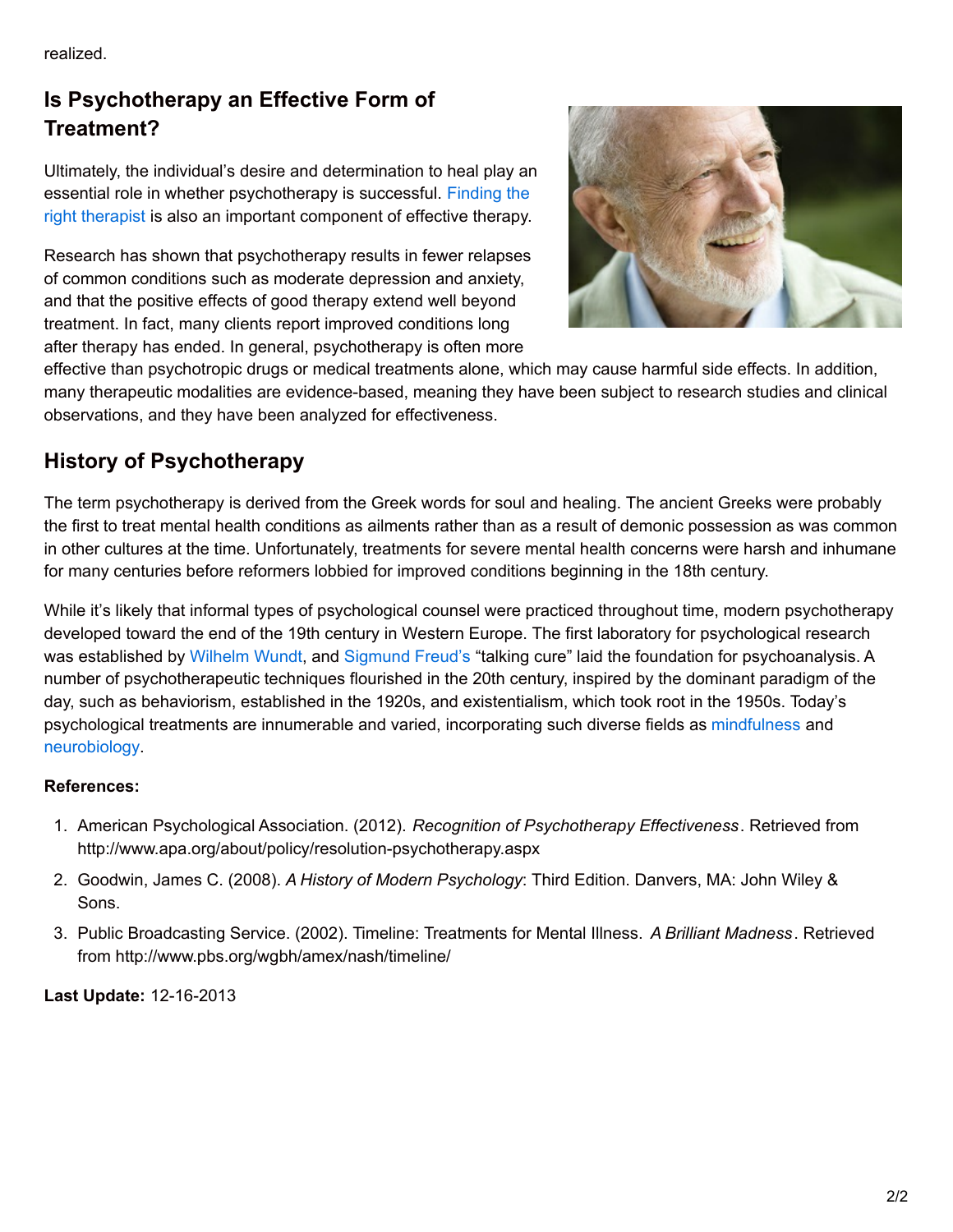realized.

## Is Psychotherapy an Effective Form of Treatment?

Ultimately, the individual's desire and determination to heal play an essential role in whether psychotherapy is successful. Finding the right therapist is also an important component of effective therapy.

Research has shown that psychotherapy results in fewer relapses of common conditions such as moderate depression and anxiety, and that the positive effects of good therapy extend well beyond treatment. In fact, many clients report improved conditions long after therapy has ended. In general, psychotherapy is often more effective than psychotropic drugs or medical treatments alone, which may cause harmful side effects. In addition, many therapeutic modalities are evidence-based, meaning they have been subject to research studies and clinical observations, and they have been analyzed for effectiveness.

## History of Psychotherapy

The term psychotherapy is derived from the Greek words for soul and healing. The ancient Greeks were probably the first to treat mental health conditions as ailments rather than as a result of demonic possession as was common in other cultures at the time. Unfortunately, treatments for severe mental health concerns were harsh and inhumane for many centuries before reformers lobbied for improved conditions beginning in the 18th century.

While it's likely that informal types of psychological counsel were practiced throughout time, modern psychotherapy developed toward the end of the 19th century in Western Europe. The first laboratory for psychological research was established by Wilhelm Wundt, and Sigmund Freud's "talking cure" laid the foundation for psychoanalysis. A number of psychotherapeutic techniques flourished in the 20th century, inspired by the dominant paradigm of the day, such as behaviorism, established in the 1920s, and existentialism, which took root in the 1950s. Today's psychological treatments are innumerable and varied, incorporating such diverse fields as mindfulness and neurobiology.

**References:**

1. American Psychological Association. (2012). *Recognition of Psychotherapy Effectiveness*. Retrieved from http://www.apa.org/about/policy/resolution-psychotherapy.aspx
2. Goodwin, James C. (2008). *A History of Modern Psychology*: Third Edition. Danvers, MA: John Wiley & Sons.
3. Public Broadcasting Service. (2002). Timeline: Treatments for Mental Illness. *A Brilliant Madness*. Retrieved from http://www.pbs.org/wgbh/amex/nash/timeline/

**Last Update:** 12-16-2013